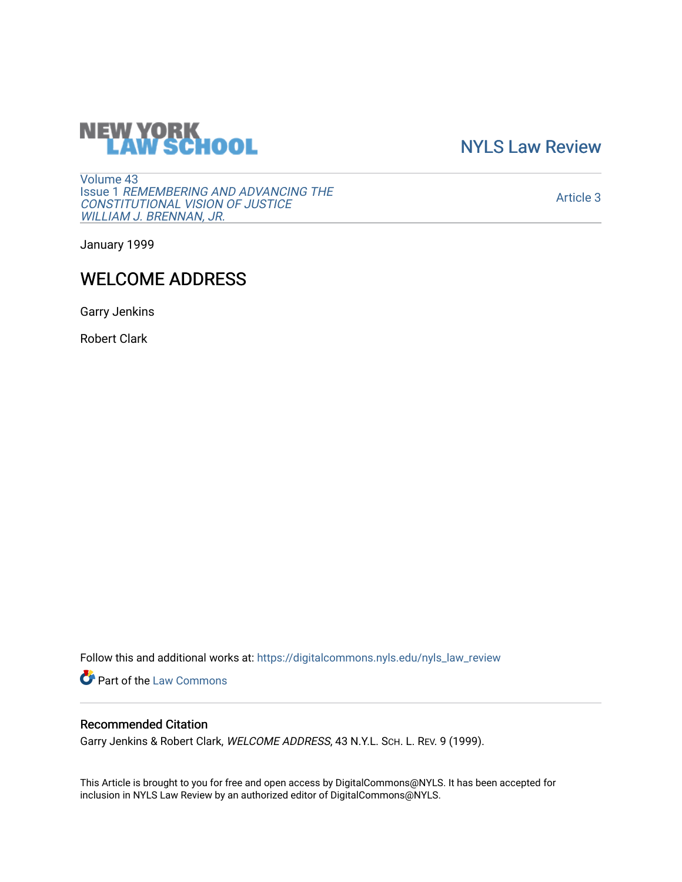NEW YORK LAW SCHOOL

NYLS Law Review

Volume 43
Issue 1 *REMEMBERING AND ADVANCING THE CONSTITUTIONAL VISION OF JUSTICE WILLIAM J. BRENNAN, JR.*

Article 3

January 1999

# WELCOME ADDRESS

Garry Jenkins

Robert Clark

Follow this and additional works at: https://digitalcommons.nyls.edu/nyls_law_review

Part of the Law Commons

## Recommended Citation

Garry Jenkins & Robert Clark, *WELCOME ADDRESS*, 43 N.Y.L. SCH. L. REV. 9 (1999).

This Article is brought to you for free and open access by DigitalCommons@NYLS. It has been accepted for inclusion in NYLS Law Review by an authorized editor of DigitalCommons@NYLS.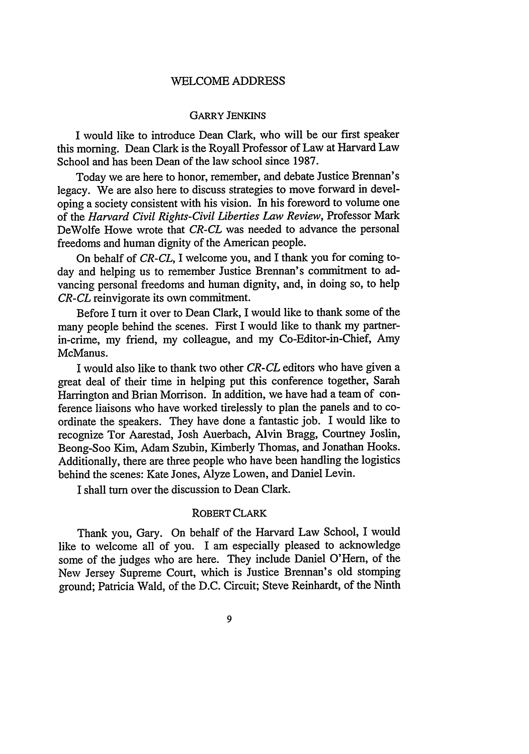## WELCOME ADDRESS

### GARRY JENKINS

I would like to introduce Dean Clark, who will be our first speaker this morning. Dean Clark is the Royall Professor of Law at Harvard Law School and has been Dean of the law school since 1987.

Today we are here to honor, remember, and debate Justice Brennan's legacy. We are also here to discuss strategies to move forward in developing a society consistent with his vision. In his foreword to volume one of the *Harvard Civil Rights-Civil Liberties Law Review*, Professor Mark DeWolfe Howe wrote that *CR-CL* was needed to advance the personal freedoms and human dignity of the American people.

On behalf of *CR-CL*, I welcome you, and I thank you for coming today and helping us to remember Justice Brennan's commitment to advancing personal freedoms and human dignity, and, in doing so, to help *CR-CL* reinvigorate its own commitment.

Before I turn it over to Dean Clark, I would like to thank some of the many people behind the scenes. First I would like to thank my partner-in-crime, my friend, my colleague, and my Co-Editor-in-Chief, Amy McManus.

I would also like to thank two other *CR-CL* editors who have given a great deal of their time in helping put this conference together, Sarah Harrington and Brian Morrison. In addition, we have had a team of conference liaisons who have worked tirelessly to plan the panels and to coordinate the speakers. They have done a fantastic job. I would like to recognize Tor Aarestad, Josh Auerbach, Alvin Bragg, Courtney Joslin, Beong-Soo Kim, Adam Szubin, Kimberly Thomas, and Jonathan Hooks. Additionally, there are three people who have been handling the logistics behind the scenes: Kate Jones, Alyze Lowen, and Daniel Levin.

I shall turn over the discussion to Dean Clark.

### ROBERT CLARK

Thank you, Gary. On behalf of the Harvard Law School, I would like to welcome all of you. I am especially pleased to acknowledge some of the judges who are here. They include Daniel O'Hern, of the New Jersey Supreme Court, which is Justice Brennan's old stomping ground; Patricia Wald, of the D.C. Circuit; Steve Reinhardt, of the Ninth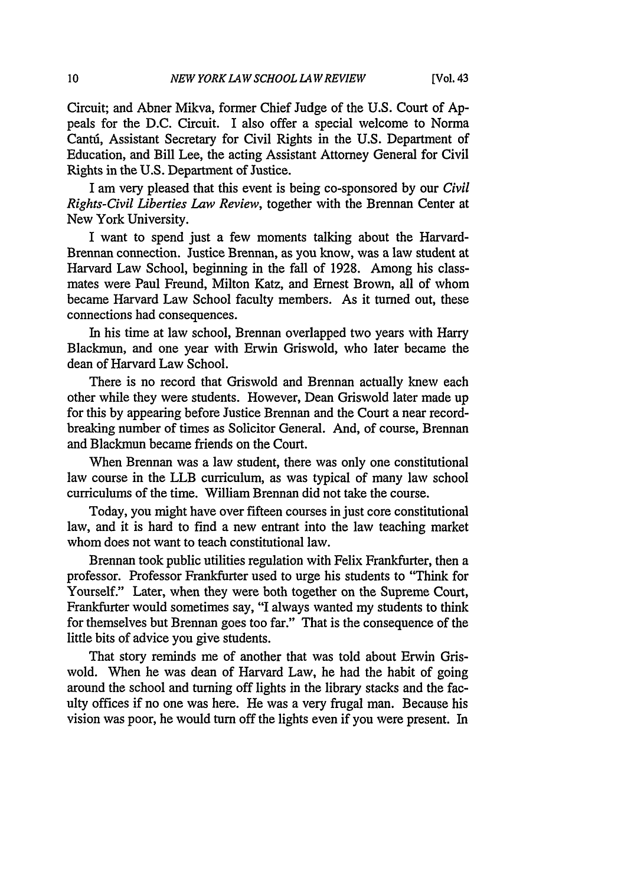Circuit; and Abner Mikva, former Chief Judge of the U.S. Court of Appeals for the D.C. Circuit. I also offer a special welcome to Norma Cantú, Assistant Secretary for Civil Rights in the U.S. Department of Education, and Bill Lee, the acting Assistant Attorney General for Civil Rights in the U.S. Department of Justice.

I am very pleased that this event is being co-sponsored by our *Civil Rights-Civil Liberties Law Review*, together with the Brennan Center at New York University.

I want to spend just a few moments talking about the Harvard-Brennan connection. Justice Brennan, as you know, was a law student at Harvard Law School, beginning in the fall of 1928. Among his classmates were Paul Freund, Milton Katz, and Ernest Brown, all of whom became Harvard Law School faculty members. As it turned out, these connections had consequences.

In his time at law school, Brennan overlapped two years with Harry Blackmun, and one year with Erwin Griswold, who later became the dean of Harvard Law School.

There is no record that Griswold and Brennan actually knew each other while they were students. However, Dean Griswold later made up for this by appearing before Justice Brennan and the Court a near record-breaking number of times as Solicitor General. And, of course, Brennan and Blackmun became friends on the Court.

When Brennan was a law student, there was only one constitutional law course in the LLB curriculum, as was typical of many law school curriculums of the time. William Brennan did not take the course.

Today, you might have over fifteen courses in just core constitutional law, and it is hard to find a new entrant into the law teaching market whom does not want to teach constitutional law.

Brennan took public utilities regulation with Felix Frankfurter, then a professor. Professor Frankfurter used to urge his students to "Think for Yourself." Later, when they were both together on the Supreme Court, Frankfurter would sometimes say, "I always wanted my students to think for themselves but Brennan goes too far." That is the consequence of the little bits of advice you give students.

That story reminds me of another that was told about Erwin Griswold. When he was dean of Harvard Law, he had the habit of going around the school and turning off lights in the library stacks and the faculty offices if no one was here. He was a very frugal man. Because his vision was poor, he would turn off the lights even if you were present. In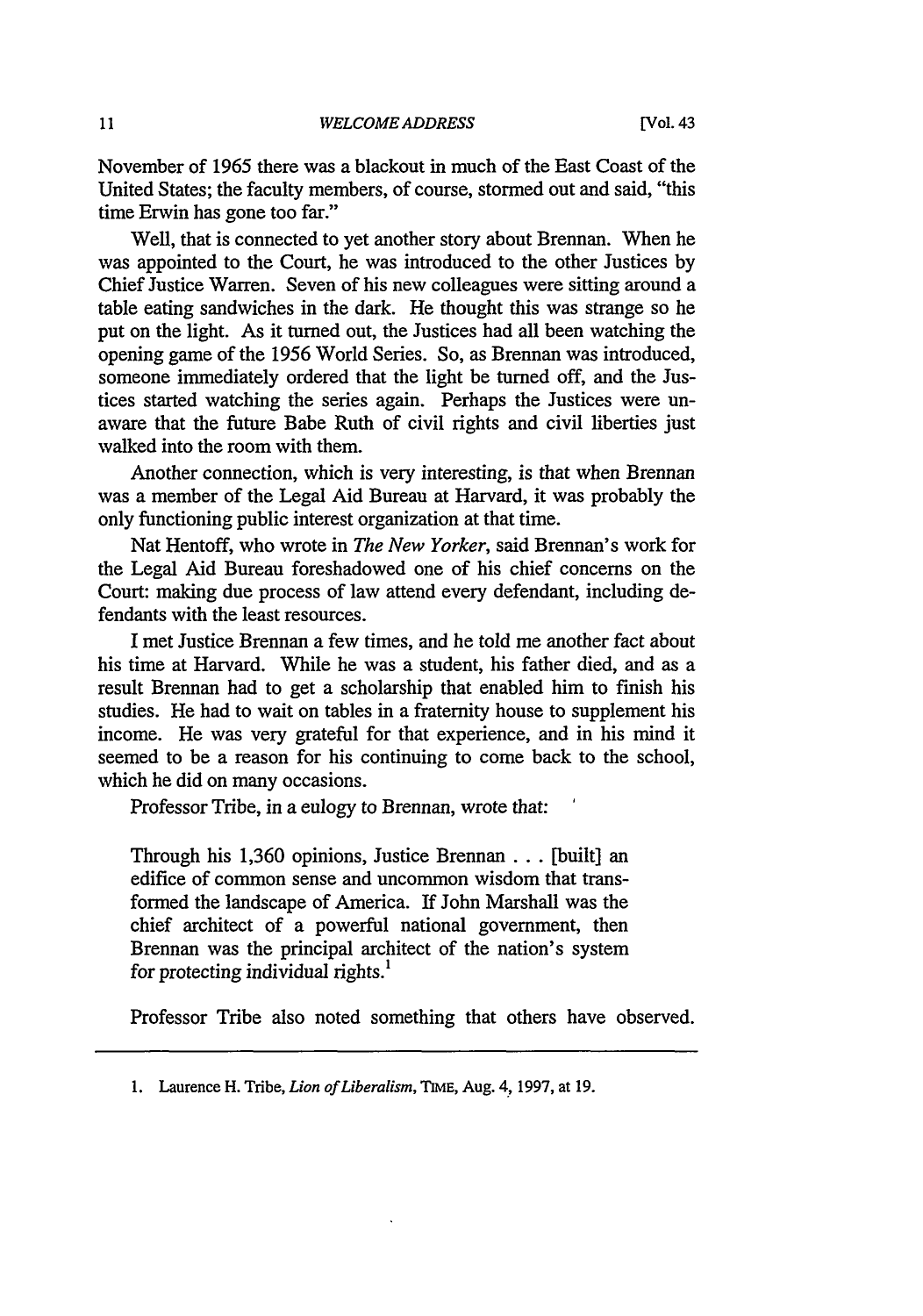November of 1965 there was a blackout in much of the East Coast of the United States; the faculty members, of course, stormed out and said, "this time Erwin has gone too far."

Well, that is connected to yet another story about Brennan. When he was appointed to the Court, he was introduced to the other Justices by Chief Justice Warren. Seven of his new colleagues were sitting around a table eating sandwiches in the dark. He thought this was strange so he put on the light. As it turned out, the Justices had all been watching the opening game of the 1956 World Series. So, as Brennan was introduced, someone immediately ordered that the light be turned off, and the Justices started watching the series again. Perhaps the Justices were unaware that the future Babe Ruth of civil rights and civil liberties just walked into the room with them.

Another connection, which is very interesting, is that when Brennan was a member of the Legal Aid Bureau at Harvard, it was probably the only functioning public interest organization at that time.

Nat Hentoff, who wrote in *The New Yorker*, said Brennan's work for the Legal Aid Bureau foreshadowed one of his chief concerns on the Court: making due process of law attend every defendant, including defendants with the least resources.

I met Justice Brennan a few times, and he told me another fact about his time at Harvard. While he was a student, his father died, and as a result Brennan had to get a scholarship that enabled him to finish his studies. He had to wait on tables in a fraternity house to supplement his income. He was very grateful for that experience, and in his mind it seemed to be a reason for his continuing to come back to the school, which he did on many occasions.

Professor Tribe, in a eulogy to Brennan, wrote that:

> Through his 1,360 opinions, Justice Brennan . . . [built] an edifice of common sense and uncommon wisdom that transformed the landscape of America. If John Marshall was the chief architect of a powerful national government, then Brennan was the principal architect of the nation's system for protecting individual rights.[1]

Professor Tribe also noted something that others have observed.

---

1. Laurence H. Tribe, *Lion of Liberalism*, TIME, Aug. 4, 1997, at 19.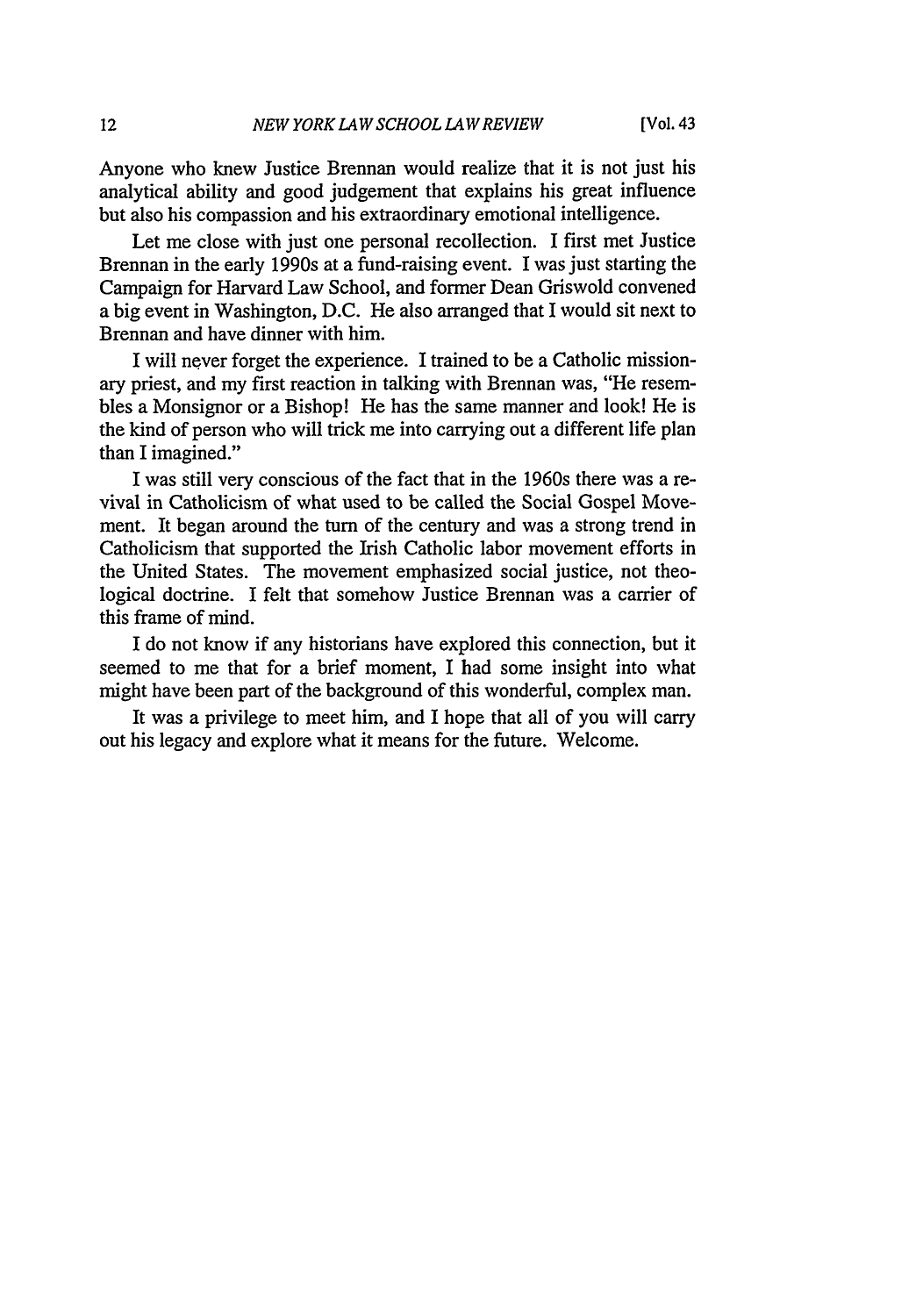Anyone who knew Justice Brennan would realize that it is not just his analytical ability and good judgement that explains his great influence but also his compassion and his extraordinary emotional intelligence.

Let me close with just one personal recollection. I first met Justice Brennan in the early 1990s at a fund-raising event. I was just starting the Campaign for Harvard Law School, and former Dean Griswold convened a big event in Washington, D.C. He also arranged that I would sit next to Brennan and have dinner with him.

I will never forget the experience. I trained to be a Catholic missionary priest, and my first reaction in talking with Brennan was, "He resembles a Monsignor or a Bishop! He has the same manner and look! He is the kind of person who will trick me into carrying out a different life plan than I imagined."

I was still very conscious of the fact that in the 1960s there was a revival in Catholicism of what used to be called the Social Gospel Movement. It began around the turn of the century and was a strong trend in Catholicism that supported the Irish Catholic labor movement efforts in the United States. The movement emphasized social justice, not theological doctrine. I felt that somehow Justice Brennan was a carrier of this frame of mind.

I do not know if any historians have explored this connection, but it seemed to me that for a brief moment, I had some insight into what might have been part of the background of this wonderful, complex man.

It was a privilege to meet him, and I hope that all of you will carry out his legacy and explore what it means for the future. Welcome.